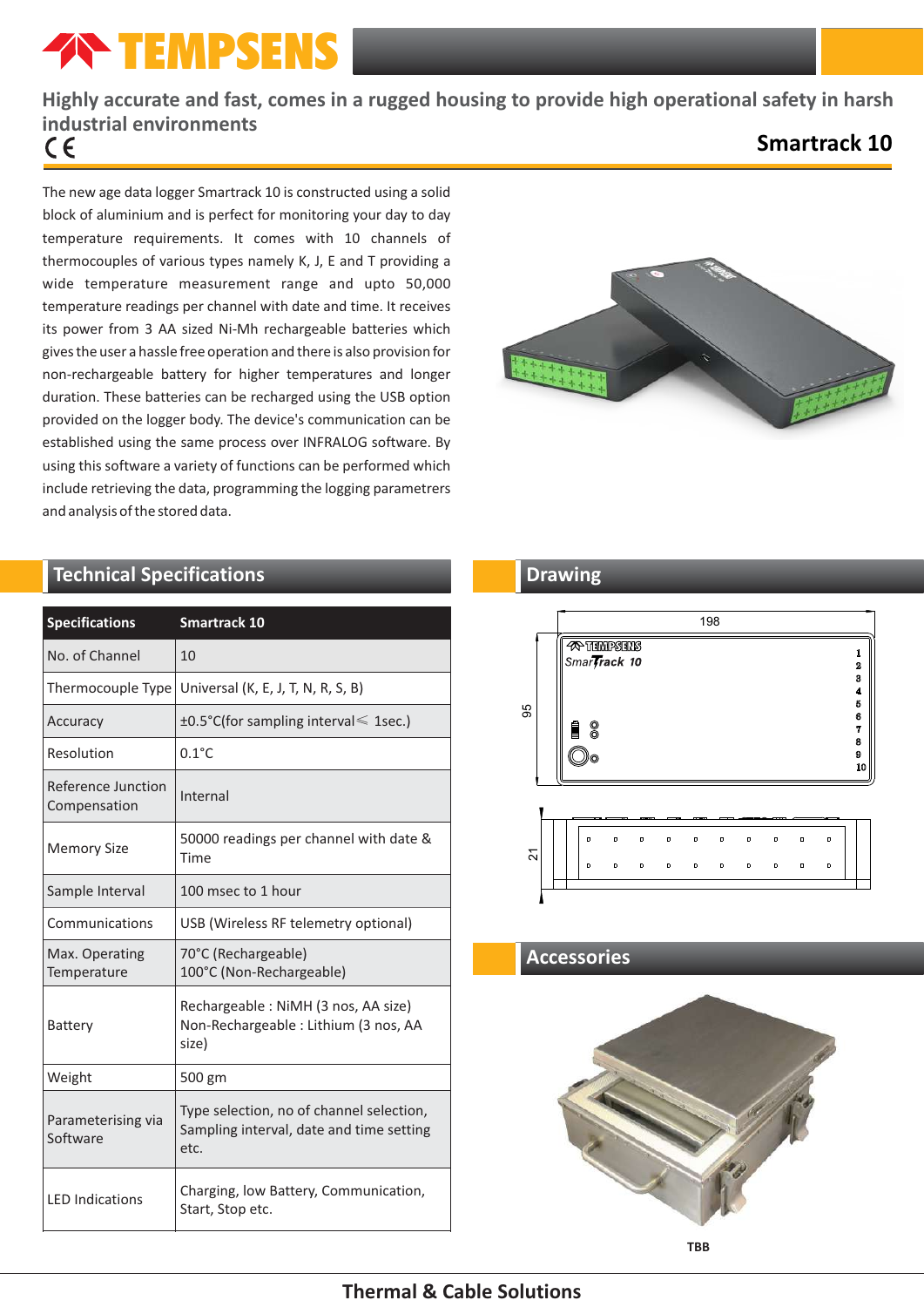# TEMPSENS

**Highly accurate and fast, comes in a rugged housing to provide high operational safety in harsh industrial environments**

CE

## Smartrack 10

The new age data logger Smartrack 10 is constructed using a solid block of aluminium and is perfect for monitoring your day to day temperature requirements. It comes with 10 channels of thermocouples of various types namely K, J, E and T providing a wide temperature measurement range and upto 50,000 temperature readings per channel with date and time. It receives its power from 3 AA sized Ni-Mh rechargeable batteries which gives the user a hassle free operation and there is also provision for non-rechargeable battery for higher temperatures and longer duration. These batteries can be recharged using the USB option provided on the logger body. The device's communication can be established using the same process over INFRALOG software. By using this software a variety of functions can be performed which include retrieving the data, programming the logging parametrers and analysis of the stored data.

## Technical Specifications

| Specifications | Smartrack 10 |
|---|---|
| No. of Channel | 10 |
| Thermocouple Type | Universal (K, E, J, T, N, R, S, B) |
| Accuracy | ±0.5°C(for sampling interval ⩽ 1sec.) |
| Resolution | 0.1°C |
| Reference Junction Compensation | Internal |
| Memory Size | 50000 readings per channel with date & Time |
| Sample Interval | 100 msec to 1 hour |
| Communications | USB (Wireless RF telemetry optional) |
| Max. Operating Temperature | 70°C (Rechargeable)<br>100°C (Non-Rechargeable) |
| Battery | Rechargeable : NiMH (3 nos, AA size)<br>Non-Rechargeable : Lithium (3 nos, AA size) |
| Weight | 500 gm |
| Parameterising via Software | Type selection, no of channel selection, Sampling interval, date and time setting etc. |
| LED Indications | Charging, low Battery, Communication, Start, Stop etc. |

## Drawing

198

95

21

## Accessories

TBB

**Thermal & Cable Solutions**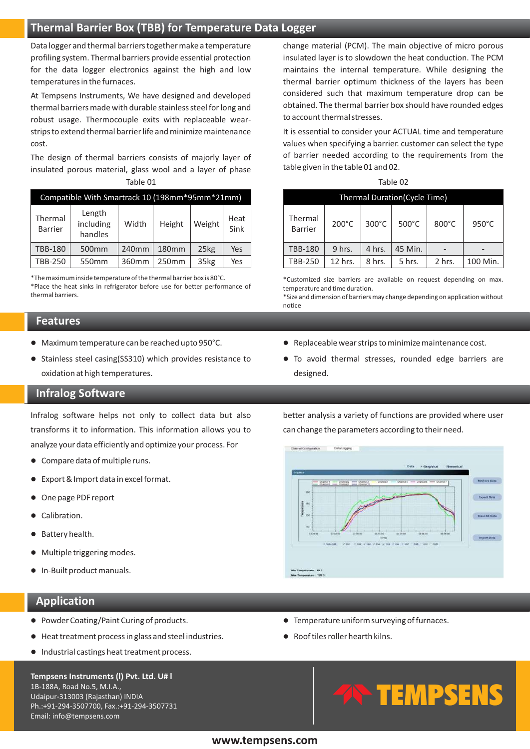# Thermal Barrier Box (TBB) for Temperature Data Logger

Data logger and thermal barriers together make a temperature profiling system. Thermal barriers provide essential protection for the data logger electronics against the high and low temperatures in the furnaces.

At Tempsens Instruments, We have designed and developed thermal barriers made with durable stainless steel for long and robust usage. Thermocouple exits with replaceable wear-strips to extend thermal barrier life and minimize maintenance cost.

The design of thermal barriers consists of majorly layer of insulated porous material, glass wool and a layer of phase change material (PCM). The main objective of micro porous insulated layer is to slowdown the heat conduction. The PCM maintains the internal temperature. While designing the thermal barrier optimum thickness of the layers has been considered such that maximum temperature drop can be obtained. The thermal barrier box should have rounded edges to account thermal stresses.

It is essential to consider your ACTUAL time and temperature values when specifying a barrier. customer can select the type of barrier needed according to the requirements from the table given in the table 01 and 02.

Table 01

| Compatible With Smartrack 10 (198mm*95mm*21mm) | | | | | |
|---|---|---|---|---|---|
| Thermal Barrier | Length including handles | Width | Height | Weight | Heat Sink |
| TBB-180 | 500mm | 240mm | 180mm | 25kg | Yes |
| TBB-250 | 550mm | 360mm | 250mm | 35kg | Yes |

*The maximum inside temperature of the thermal barrier box is 80°C.
*Place the heat sinks in refrigerator before use for better performance of thermal barriers.

Table 02

| Thermal Duration(Cycle Time) | | | | | |
|---|---|---|---|---|---|
| Thermal Barrier | 200°C | 300°C | 500°C | 800°C | 950°C |
| TBB-180 | 9 hrs. | 4 hrs. | 45 Min. | - | - |
| TBB-250 | 12 hrs. | 8 hrs. | 5 hrs. | 2 hrs. | 100 Min. |

*Customized size barriers are available on request depending on max. temperature and time duration.
*Size and dimension of barriers may change depending on application without notice

## Features

- Maximum temperature can be reached upto 950°C.
- Stainless steel casing(SS310) which provides resistance to oxidation at high temperatures.
- Replaceable wear strips to minimize maintenance cost.
- To avoid thermal stresses, rounded edge barriers are designed.

## Infralog Software

Infralog software helps not only to collect data but also transforms it to information. This information allows you to analyze your data efficiently and optimize your process. For better analysis a variety of functions are provided where user can change the parameters according to their need.

- Compare data of multiple runs.
- Export & Import data in excel format.
- One page PDF report
- Calibration.
- Battery health.
- Multiple triggering modes.
- In-Built product manuals.

## Application

- Powder Coating/Paint Curing of products.
- Heat treatment process in glass and steel industries.
- Industrial castings heat treatment process.
- Temperature uniform surveying of furnaces.
- Roof tiles roller hearth kilns.

**Tempsens Instruments (I) Pvt. Ltd. U# I**
1B-188A, Road No.5, M.I.A.,
Udaipur-313003 (Rajasthan) INDIA
Ph.:+91-294-3507700, Fax.:+91-294-3507731
Email: info@tempsens.com

TEMPSENS

www.tempsens.com